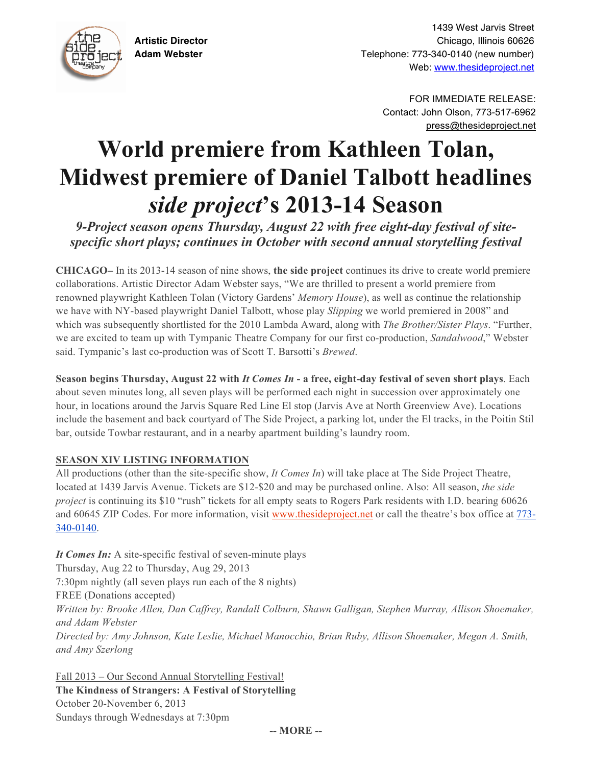**Artistic Director**
**Adam Webster**

1439 West Jarvis Street
Chicago, Illinois 60626
Telephone: 773-340-0140 (new number)
Web: www.thesideproject.net

FOR IMMEDIATE RELEASE:
Contact: John Olson, 773-517-6962
press@thesideproject.net

# World premiere from Kathleen Tolan, Midwest premiere of Daniel Talbott headlines *side project*'s 2013-14 Season

### *9-Project season opens Thursday, August 22 with free eight-day festival of site-specific short plays; continues in October with second annual storytelling festival*

**CHICAGO–** In its 2013-14 season of nine shows, **the side project** continues its drive to create world premiere collaborations. Artistic Director Adam Webster says, "We are thrilled to present a world premiere from renowned playwright Kathleen Tolan (Victory Gardens' *Memory House*), as well as continue the relationship we have with NY-based playwright Daniel Talbott, whose play *Slipping* we world premiered in 2008" and which was subsequently shortlisted for the 2010 Lambda Award, along with *The Brother/Sister Plays*. "Further, we are excited to team up with Tympanic Theatre Company for our first co-production, *Sandalwood*," Webster said. Tympanic's last co-production was of Scott T. Barsotti's *Brewed*.

**Season begins Thursday, August 22 with *It Comes In* - a free, eight-day festival of seven short plays**. Each about seven minutes long, all seven plays will be performed each night in succession over approximately one hour, in locations around the Jarvis Square Red Line El stop (Jarvis Ave at North Greenview Ave). Locations include the basement and back courtyard of The Side Project, a parking lot, under the El tracks, in the Poitin Stil bar, outside Towbar restaurant, and in a nearby apartment building's laundry room.

**SEASON XIV LISTING INFORMATION**

All productions (other than the site-specific show, *It Comes In*) will take place at The Side Project Theatre, located at 1439 Jarvis Avenue. Tickets are $12-$20 and may be purchased online. Also: All season, *the side project* is continuing its $10 "rush" tickets for all empty seats to Rogers Park residents with I.D. bearing 60626 and 60645 ZIP Codes. For more information, visit www.thesideproject.net or call the theatre's box office at 773-340-0140.

***It Comes In:*** A site-specific festival of seven-minute plays
Thursday, Aug 22 to Thursday, Aug 29, 2013
7:30pm nightly (all seven plays run each of the 8 nights)
FREE (Donations accepted)
*Written by: Brooke Allen, Dan Caffrey, Randall Colburn, Shawn Galligan, Stephen Murray, Allison Shoemaker, and Adam Webster*
*Directed by: Amy Johnson, Kate Leslie, Michael Manocchio, Brian Ruby, Allison Shoemaker, Megan A. Smith, and Amy Szerlong*

Fall 2013 – Our Second Annual Storytelling Festival!
**The Kindness of Strangers: A Festival of Storytelling**
October 20-November 6, 2013
Sundays through Wednesdays at 7:30pm

**-- MORE --**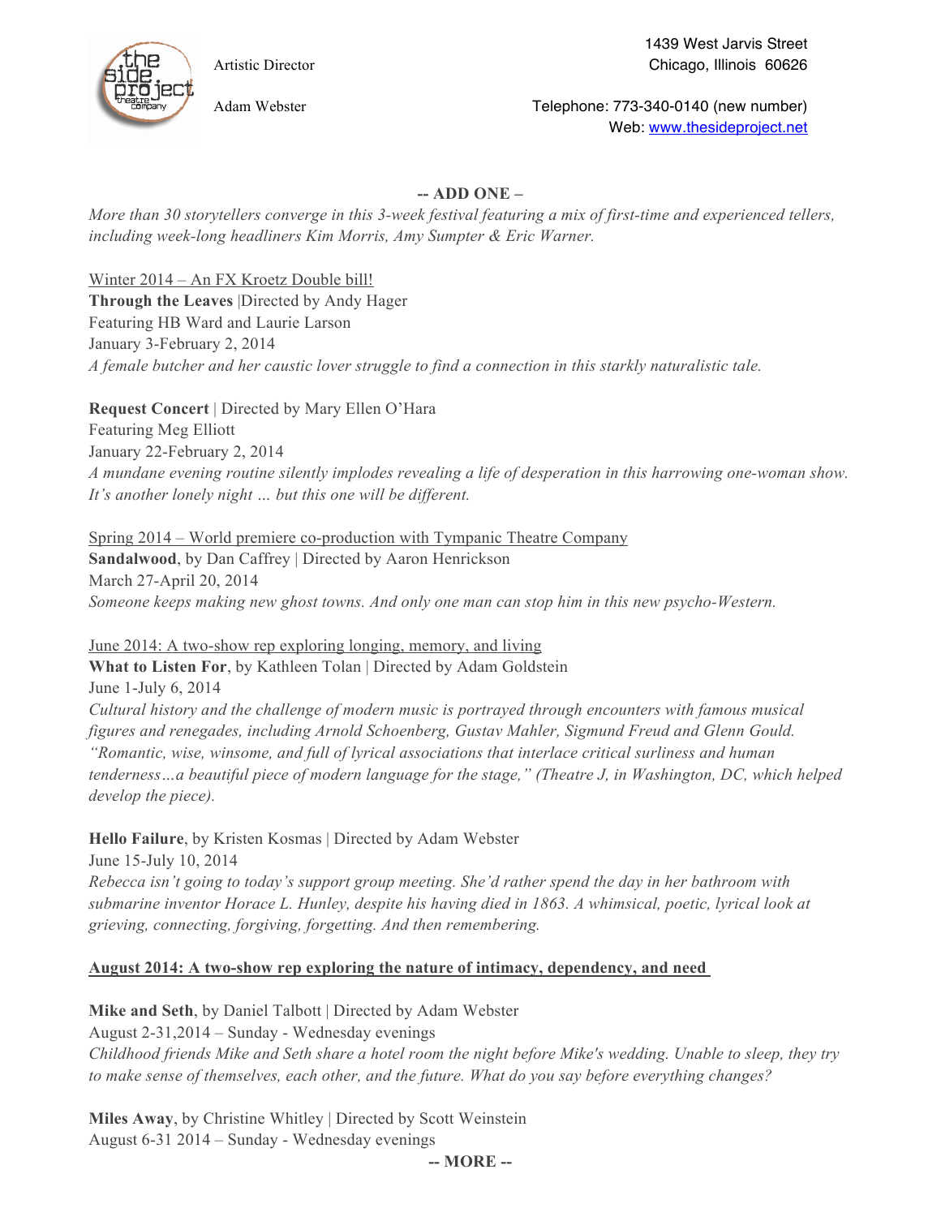Artistic Director

Adam Webster

1439 West Jarvis Street
Chicago, Illinois 60626

Telephone: 773-340-0140 (new number)
Web: [www.thesideproject.net](http://www.thesideproject.net)

**-- ADD ONE –**

*More than 30 storytellers converge in this 3-week festival featuring a mix of first-time and experienced tellers, including week-long headliners Kim Morris, Amy Sumpter & Eric Warner.*

<u>Winter 2014 – An FX Kroetz Double bill!</u>
**Through the Leaves** |Directed by Andy Hager
Featuring HB Ward and Laurie Larson
January 3-February 2, 2014
*A female butcher and her caustic lover struggle to find a connection in this starkly naturalistic tale.*

**Request Concert** | Directed by Mary Ellen O'Hara
Featuring Meg Elliott
January 22-February 2, 2014
*A mundane evening routine silently implodes revealing a life of desperation in this harrowing one-woman show. It's another lonely night … but this one will be different.*

<u>Spring 2014 – World premiere co-production with Tympanic Theatre Company</u>
**Sandalwood**, by Dan Caffrey | Directed by Aaron Henrickson
March 27-April 20, 2014
*Someone keeps making new ghost towns. And only one man can stop him in this new psycho-Western.*

<u>June 2014: A two-show rep exploring longing, memory, and living</u>
**What to Listen For**, by Kathleen Tolan | Directed by Adam Goldstein
June 1-July 6, 2014
*Cultural history and the challenge of modern music is portrayed through encounters with famous musical figures and renegades, including Arnold Schoenberg, Gustav Mahler, Sigmund Freud and Glenn Gould. "Romantic, wise, winsome, and full of lyrical associations that interlace critical surliness and human tenderness…a beautiful piece of modern language for the stage," (Theatre J, in Washington, DC, which helped develop the piece).*

**Hello Failure**, by Kristen Kosmas | Directed by Adam Webster
June 15-July 10, 2014
*Rebecca isn't going to today's support group meeting. She'd rather spend the day in her bathroom with submarine inventor Horace L. Hunley, despite his having died in 1863. A whimsical, poetic, lyrical look at grieving, connecting, forgiving, forgetting. And then remembering.*

**<u>August 2014: A two-show rep exploring the nature of intimacy, dependency, and need</u>**

**Mike and Seth**, by Daniel Talbott | Directed by Adam Webster
August 2-31,2014 – Sunday - Wednesday evenings
*Childhood friends Mike and Seth share a hotel room the night before Mike's wedding. Unable to sleep, they try to make sense of themselves, each other, and the future. What do you say before everything changes?*

**Miles Away**, by Christine Whitley | Directed by Scott Weinstein
August 6-31 2014 – Sunday - Wednesday evenings

**-- MORE --**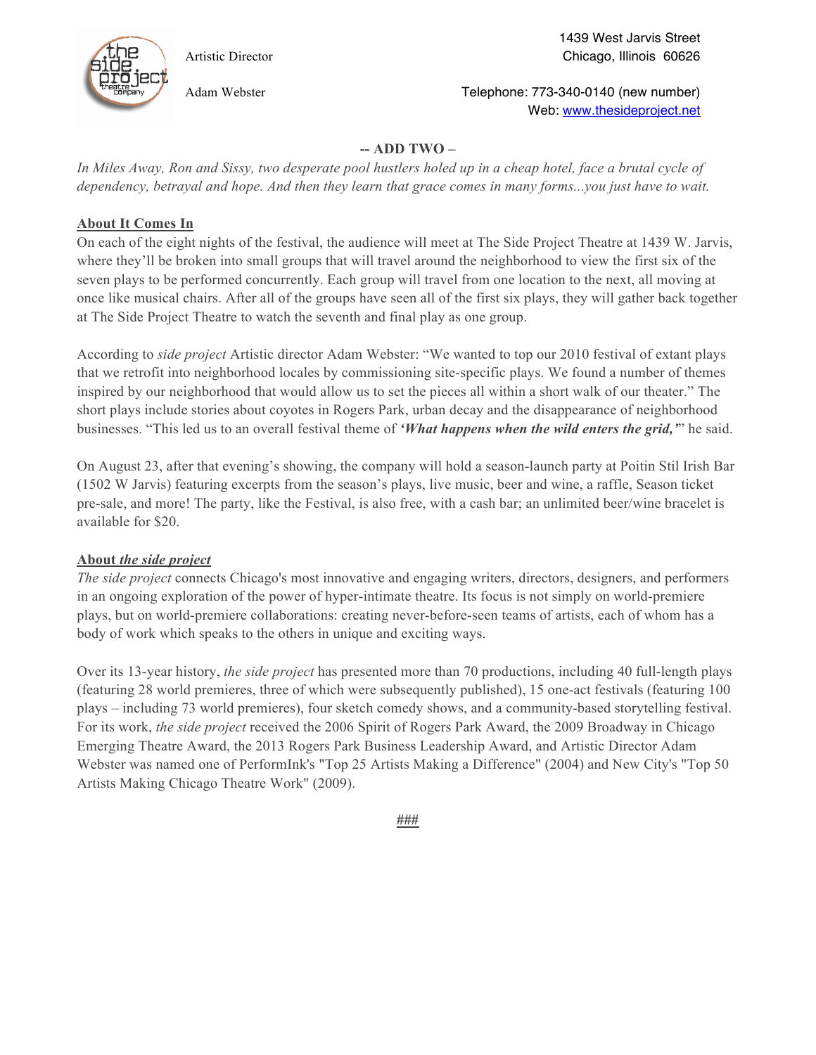Artistic Director

Adam Webster

1439 West Jarvis Street
Chicago, Illinois 60626

Telephone: 773-340-0140 (new number)
Web: [www.thesideproject.net](http://www.thesideproject.net)

**-- ADD TWO –**

*In Miles Away, Ron and Sissy, two desperate pool hustlers holed up in a cheap hotel, face a brutal cycle of dependency, betrayal and hope. And then they learn that grace comes in many forms...you just have to wait.*

**About It Comes In**

On each of the eight nights of the festival, the audience will meet at The Side Project Theatre at 1439 W. Jarvis, where they'll be broken into small groups that will travel around the neighborhood to view the first six of the seven plays to be performed concurrently. Each group will travel from one location to the next, all moving at once like musical chairs. After all of the groups have seen all of the first six plays, they will gather back together at The Side Project Theatre to watch the seventh and final play as one group.

According to *side project* Artistic director Adam Webster: "We wanted to top our 2010 festival of extant plays that we retrofit into neighborhood locales by commissioning site-specific plays. We found a number of themes inspired by our neighborhood that would allow us to set the pieces all within a short walk of our theater." The short plays include stories about coyotes in Rogers Park, urban decay and the disappearance of neighborhood businesses. "This led us to an overall festival theme of ***'What happens when the wild enters the grid,'*** " he said.

On August 23, after that evening's showing, the company will hold a season-launch party at Poitin Stil Irish Bar (1502 W Jarvis) featuring excerpts from the season's plays, live music, beer and wine, a raffle, Season ticket pre-sale, and more! The party, like the Festival, is also free, with a cash bar; an unlimited beer/wine bracelet is available for $20.

**About *the side project***

*The side project* connects Chicago's most innovative and engaging writers, directors, designers, and performers in an ongoing exploration of the power of hyper-intimate theatre. Its focus is not simply on world-premiere plays, but on world-premiere collaborations: creating never-before-seen teams of artists, each of whom has a body of work which speaks to the others in unique and exciting ways.

Over its 13-year history, *the side project* has presented more than 70 productions, including 40 full-length plays (featuring 28 world premieres, three of which were subsequently published), 15 one-act festivals (featuring 100 plays – including 73 world premieres), four sketch comedy shows, and a community-based storytelling festival. For its work, *the side project* received the 2006 Spirit of Rogers Park Award, the 2009 Broadway in Chicago Emerging Theatre Award, the 2013 Rogers Park Business Leadership Award, and Artistic Director Adam Webster was named one of PerformInk's "Top 25 Artists Making a Difference" (2004) and New City's "Top 50 Artists Making Chicago Theatre Work" (2009).

###